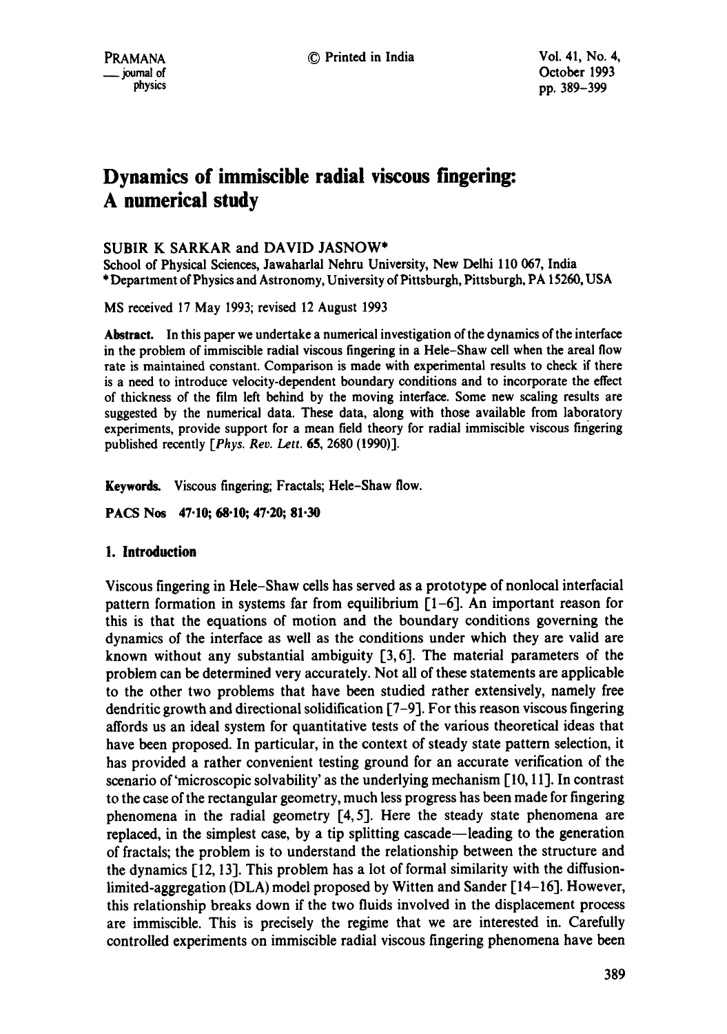# Dynamics of immiscible radial viscous fingering: A numerical study

SUBIR K SARKAR and DAVID JASNOW*

School of Physical Sciences, Jawaharlal Nehru University, New Delhi 110 067, India
* Department of Physics and Astronomy, University of Pittsburgh, Pittsburgh, PA 15260, USA

MS received 17 May 1993; revised 12 August 1993

**Abstract.** In this paper we undertake a numerical investigation of the dynamics of the interface in the problem of immiscible radial viscous fingering in a Hele-Shaw cell when the areal flow rate is maintained constant. Comparison is made with experimental results to check if there is a need to introduce velocity-dependent boundary conditions and to incorporate the effect of thickness of the film left behind by the moving interface. Some new scaling results are suggested by the numerical data. These data, along with those available from laboratory experiments, provide support for a mean field theory for radial immiscible viscous fingering published recently [*Phys. Rev. Lett.* **65**, 2680 (1990)].

**Keywords.** Viscous fingering; Fractals; Hele-Shaw flow.

**PACS Nos 47·10; 68·10; 47·20; 81·30**

## 1. Introduction

Viscous fingering in Hele-Shaw cells has served as a prototype of nonlocal interfacial pattern formation in systems far from equilibrium [1–6]. An important reason for this is that the equations of motion and the boundary conditions governing the dynamics of the interface as well as the conditions under which they are valid are known without any substantial ambiguity [3, 6]. The material parameters of the problem can be determined very accurately. Not all of these statements are applicable to the other two problems that have been studied rather extensively, namely free dendritic growth and directional solidification [7–9]. For this reason viscous fingering affords us an ideal system for quantitative tests of the various theoretical ideas that have been proposed. In particular, in the context of steady state pattern selection, it has provided a rather convenient testing ground for an accurate verification of the scenario of 'microscopic solvability' as the underlying mechanism [10, 11]. In contrast to the case of the rectangular geometry, much less progress has been made for fingering phenomena in the radial geometry [4, 5]. Here the steady state phenomena are replaced, in the simplest case, by a tip splitting cascade—leading to the generation of fractals; the problem is to understand the relationship between the structure and the dynamics [12, 13]. This problem has a lot of formal similarity with the diffusion-limited-aggregation (DLA) model proposed by Witten and Sander [14–16]. However, this relationship breaks down if the two fluids involved in the displacement process are immiscible. This is precisely the regime that we are interested in. Carefully controlled experiments on immiscible radial viscous fingering phenomena have been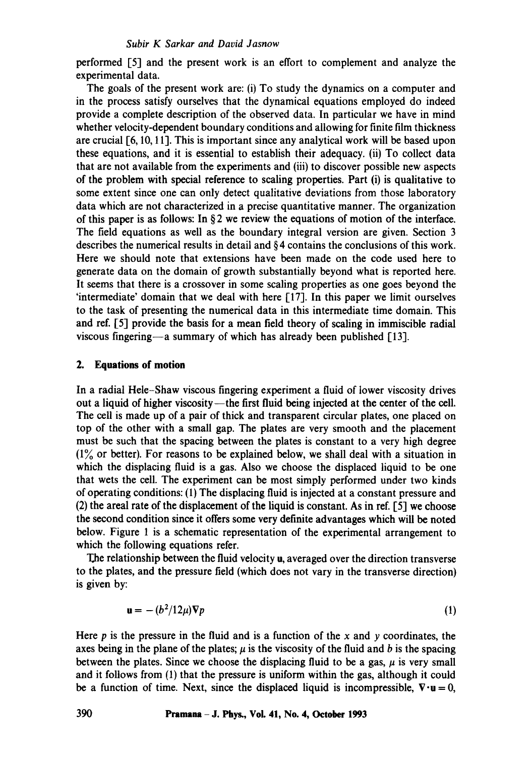performed [5] and the present work is an effort to complement and analyze the experimental data.

The goals of the present work are: (i) To study the dynamics on a computer and in the process satisfy ourselves that the dynamical equations employed do indeed provide a complete description of the observed data. In particular we have in mind whether velocity-dependent boundary conditions and allowing for finite film thickness are crucial [6, 10, 11]. This is important since any analytical work will be based upon these equations, and it is essential to establish their adequacy. (ii) To collect data that are not available from the experiments and (iii) to discover possible new aspects of the problem with special reference to scaling properties. Part (i) is qualitative to some extent since one can only detect qualitative deviations from those laboratory data which are not characterized in a precise quantitative manner. The organization of this paper is as follows: In § 2 we review the equations of motion of the interface. The field equations as well as the boundary integral version are given. Section 3 describes the numerical results in detail and § 4 contains the conclusions of this work. Here we should note that extensions have been made on the code used here to generate data on the domain of growth substantially beyond what is reported here. It seems that there is a crossover in some scaling properties as one goes beyond the 'intermediate' domain that we deal with here [17]. In this paper we limit ourselves to the task of presenting the numerical data in this intermediate time domain. This and ref. [5] provide the basis for a mean field theory of scaling in immiscible radial viscous fingering—a summary of which has already been published [13].

## 2. Equations of motion

In a radial Hele–Shaw viscous fingering experiment a fluid of lower viscosity drives out a liquid of higher viscosity—the first fluid being injected at the center of the cell. The cell is made up of a pair of thick and transparent circular plates, one placed on top of the other with a small gap. The plates are very smooth and the placement must be such that the spacing between the plates is constant to a very high degree (1% or better). For reasons to be explained below, we shall deal with a situation in which the displacing fluid is a gas. Also we choose the displaced liquid to be one that wets the cell. The experiment can be most simply performed under two kinds of operating conditions: (1) The displacing fluid is injected at a constant pressure and (2) the areal rate of the displacement of the liquid is constant. As in ref. [5] we choose the second condition since it offers some very definite advantages which will be noted below. Figure 1 is a schematic representation of the experimental arrangement to which the following equations refer.

The relationship between the fluid velocity $\mathbf{u}$, averaged over the direction transverse to the plates, and the pressure field (which does not vary in the transverse direction) is given by:

$$\mathbf{u} = -(b^2/12\mu)\nabla p \tag{1}$$

Here $p$ is the pressure in the fluid and is a function of the $x$ and $y$ coordinates, the axes being in the plane of the plates; $\mu$ is the viscosity of the fluid and $b$ is the spacing between the plates. Since we choose the displacing fluid to be a gas, $\mu$ is very small and it follows from (1) that the pressure is uniform within the gas, although it could be a function of time. Next, since the displaced liquid is incompressible, $\nabla \cdot \mathbf{u} = 0$,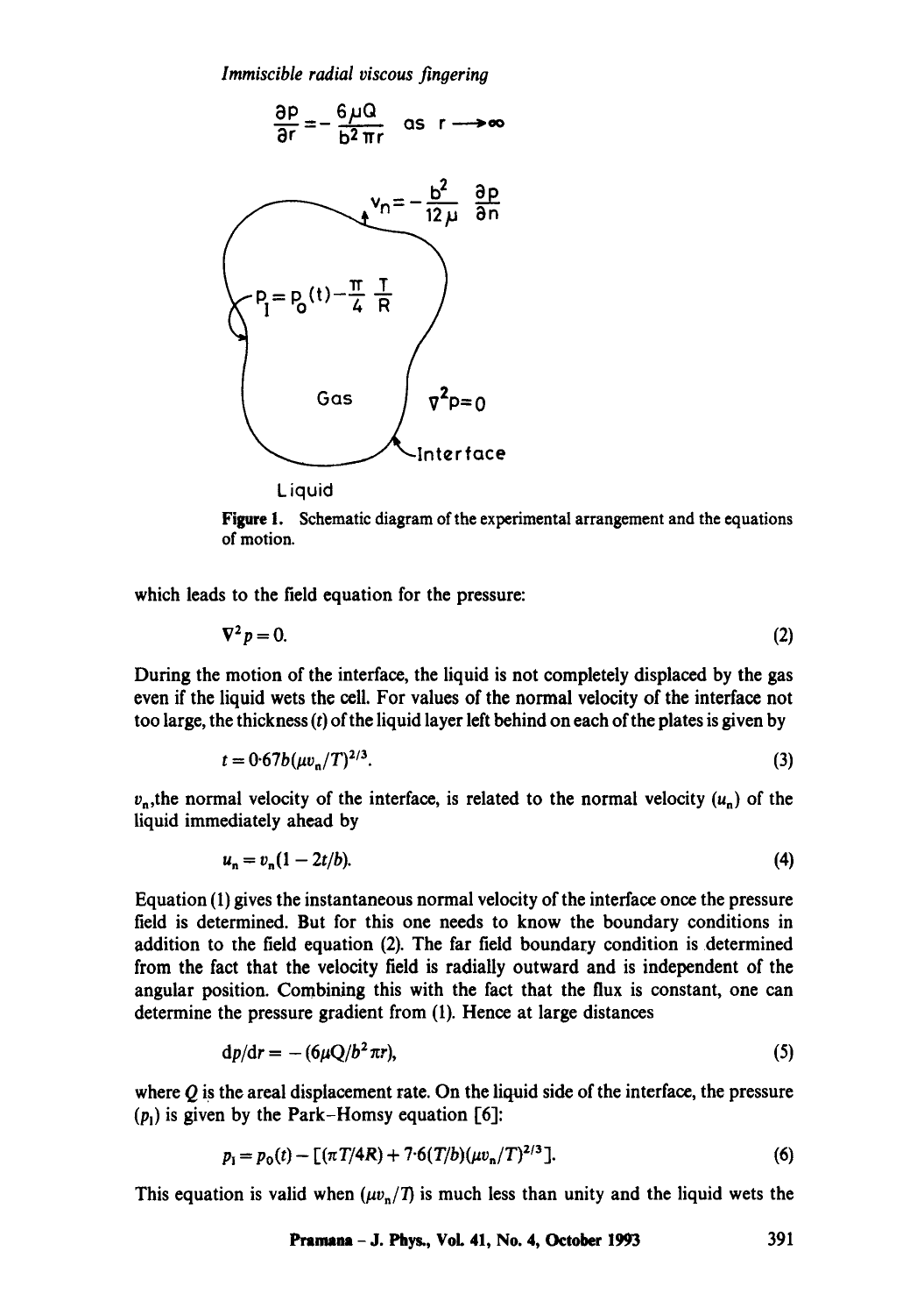Figure 1. Schematic diagram of the experimental arrangement and the equations of motion.

which leads to the field equation for the pressure:

$$\nabla^2 p = 0. \tag{2}$$

During the motion of the interface, the liquid is not completely displaced by the gas even if the liquid wets the cell. For values of the normal velocity of the interface not too large, the thickness ($t$) of the liquid layer left behind on each of the plates is given by

$$t = 0{\cdot}67b(\mu v_n/T)^{2/3}. \tag{3}$$

$v_n$, the normal velocity of the interface, is related to the normal velocity ($u_n$) of the liquid immediately ahead by

$$u_n = v_n(1 - 2t/b). \tag{4}$$

Equation (1) gives the instantaneous normal velocity of the interface once the pressure field is determined. But for this one needs to know the boundary conditions in addition to the field equation (2). The far field boundary condition is determined from the fact that the velocity field is radially outward and is independent of the angular position. Combining this with the fact that the flux is constant, one can determine the pressure gradient from (1). Hence at large distances

$$\mathrm{d}p/\mathrm{d}r = -(6\mu Q/b^2 \pi r), \tag{5}$$

where $Q$ is the areal displacement rate. On the liquid side of the interface, the pressure ($p_l$) is given by the Park–Homsy equation [6]:

$$p_l = p_0(t) - [(\pi T/4R) + 7{\cdot}6(T/b)(\mu v_n/T)^{2/3}]. \tag{6}$$

This equation is valid when $(\mu v_n/T)$ is much less than unity and the liquid wets the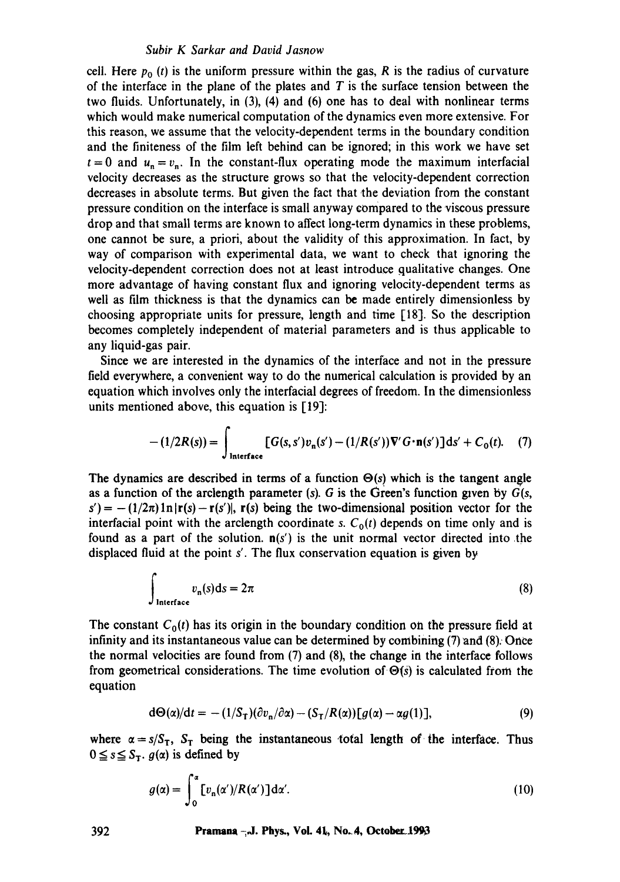cell. Here $p_0(t)$ is the uniform pressure within the gas, $R$ is the radius of curvature of the interface in the plane of the plates and $T$ is the surface tension between the two fluids. Unfortunately, in (3), (4) and (6) one has to deal with nonlinear terms which would make numerical computation of the dynamics even more extensive. For this reason, we assume that the velocity-dependent terms in the boundary condition and the finiteness of the film left behind can be ignored; in this work we have set $t = 0$ and $u_n = v_n$. In the constant-flux operating mode the maximum interfacial velocity decreases as the structure grows so that the velocity-dependent correction decreases in absolute terms. But given the fact that the deviation from the constant pressure condition on the interface is small anyway compared to the viscous pressure drop and that small terms are known to affect long-term dynamics in these problems, one cannot be sure, a priori, about the validity of this approximation. In fact, by way of comparison with experimental data, we want to check that ignoring the velocity-dependent correction does not at least introduce qualitative changes. One more advantage of having constant flux and ignoring velocity-dependent terms as well as film thickness is that the dynamics can be made entirely dimensionless by choosing appropriate units for pressure, length and time [18]. So the description becomes completely independent of material parameters and is thus applicable to any liquid-gas pair.

Since we are interested in the dynamics of the interface and not in the pressure field everywhere, a convenient way to do the numerical calculation is provided by an equation which involves only the interfacial degrees of freedom. In the dimensionless units mentioned above, this equation is [19]:

$$-(1/2R(s)) = \int_{\text{Interface}} [G(s,s')v_n(s') - (1/R(s'))\nabla' G \cdot \mathbf{n}(s')]\mathrm{d}s' + C_0(t). \quad (7)$$

The dynamics are described in terms of a function $\Theta(s)$ which is the tangent angle as a function of the arclength parameter ($s$). $G$ is the Green's function given by $G(s, s') = -(1/2\pi)\ln|\mathbf{r}(s) - \mathbf{r}(s')|$, $\mathbf{r}(s)$ being the two-dimensional position vector for the interfacial point with the arclength coordinate $s$. $C_0(t)$ depends on time only and is found as a part of the solution. $\mathbf{n}(s')$ is the unit normal vector directed into the displaced fluid at the point $s'$. The flux conservation equation is given by

$$\int_{\text{Interface}} v_n(s)\mathrm{d}s = 2\pi \quad (8)$$

The constant $C_0(t)$ has its origin in the boundary condition on the pressure field at infinity and its instantaneous value can be determined by combining (7) and (8). Once the normal velocities are found from (7) and (8), the change in the interface follows from geometrical considerations. The time evolution of $\Theta(s)$ is calculated from the equation

$$\mathrm{d}\Theta(\alpha)/\mathrm{d}t = -(1/S_T)(\partial v_n/\partial\alpha) - (S_T/R(\alpha))[g(\alpha) - \alpha g(1)], \quad (9)$$

where $\alpha = s/S_T$, $S_T$ being the instantaneous total length of the interface. Thus $0 \leq s \leq S_T$. $g(\alpha)$ is defined by

$$g(\alpha) = \int_0^{\alpha} [v_n(\alpha')/R(\alpha')]\mathrm{d}\alpha'. \quad (10)$$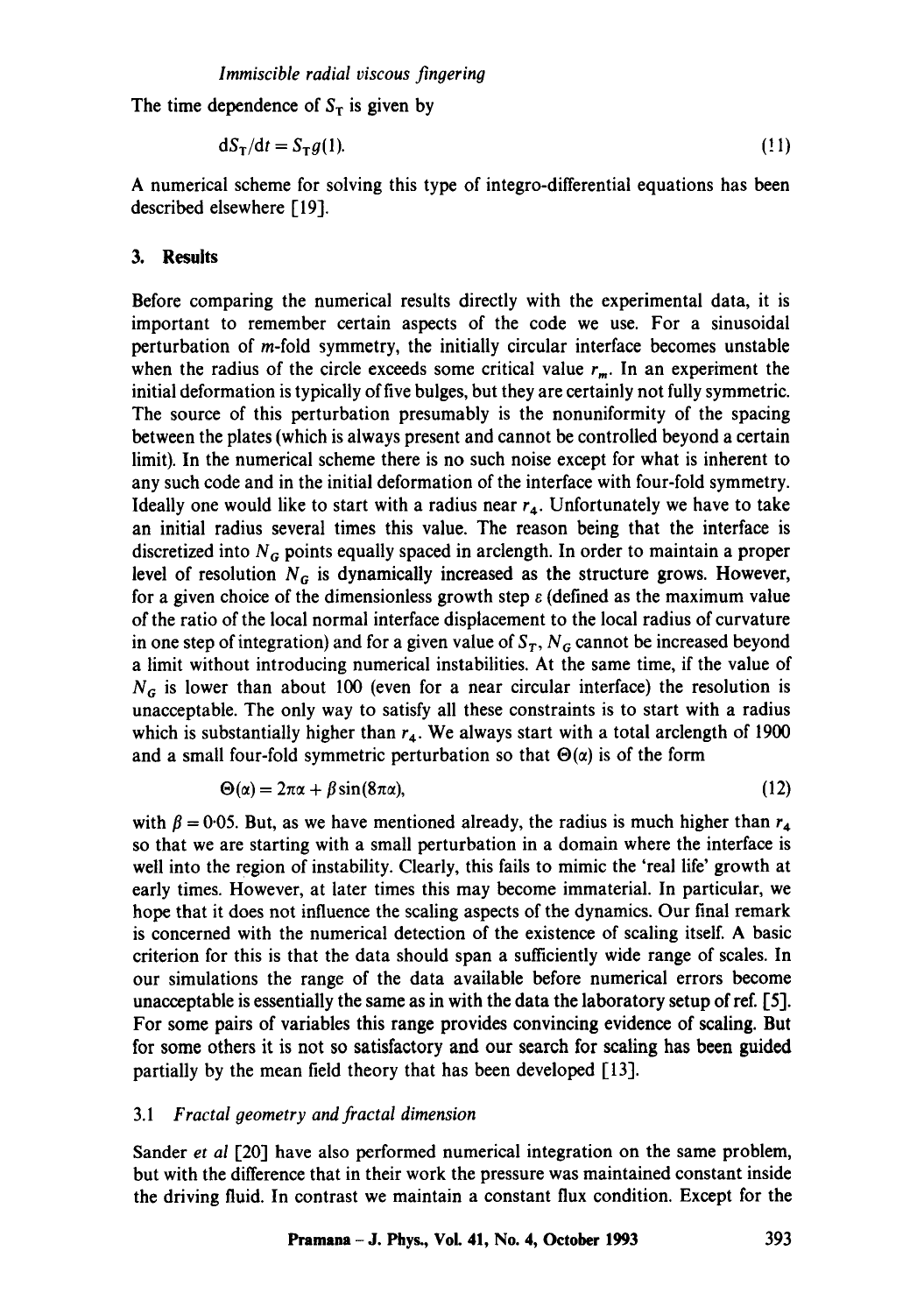The time dependence of $S_T$ is given by

$$dS_T/dt = S_T g(1). \tag{11}$$

A numerical scheme for solving this type of integro-differential equations has been described elsewhere [19].

## 3. Results

Before comparing the numerical results directly with the experimental data, it is important to remember certain aspects of the code we use. For a sinusoidal perturbation of $m$-fold symmetry, the initially circular interface becomes unstable when the radius of the circle exceeds some critical value $r_m$. In an experiment the initial deformation is typically of five bulges, but they are certainly not fully symmetric. The source of this perturbation presumably is the nonuniformity of the spacing between the plates (which is always present and cannot be controlled beyond a certain limit). In the numerical scheme there is no such noise except for what is inherent to any such code and in the initial deformation of the interface with four-fold symmetry. Ideally one would like to start with a radius near $r_4$. Unfortunately we have to take an initial radius several times this value. The reason being that the interface is discretized into $N_G$ points equally spaced in arclength. In order to maintain a proper level of resolution $N_G$ is dynamically increased as the structure grows. However, for a given choice of the dimensionless growth step $\varepsilon$ (defined as the maximum value of the ratio of the local normal interface displacement to the local radius of curvature in one step of integration) and for a given value of $S_T$, $N_G$ cannot be increased beyond a limit without introducing numerical instabilities. At the same time, if the value of $N_G$ is lower than about 100 (even for a near circular interface) the resolution is unacceptable. The only way to satisfy all these constraints is to start with a radius which is substantially higher than $r_4$. We always start with a total arclength of 1900 and a small four-fold symmetric perturbation so that $\Theta(\alpha)$ is of the form

$$\Theta(\alpha) = 2\pi\alpha + \beta \sin(8\pi\alpha), \tag{12}$$

with $\beta = 0{\cdot}05$. But, as we have mentioned already, the radius is much higher than $r_4$ so that we are starting with a small perturbation in a domain where the interface is well into the region of instability. Clearly, this fails to mimic the 'real life' growth at early times. However, at later times this may become immaterial. In particular, we hope that it does not influence the scaling aspects of the dynamics. Our final remark is concerned with the numerical detection of the existence of scaling itself. A basic criterion for this is that the data should span a sufficiently wide range of scales. In our simulations the range of the data available before numerical errors become unacceptable is essentially the same as in with the data the laboratory setup of ref. [5]. For some pairs of variables this range provides convincing evidence of scaling. But for some others it is not so satisfactory and our search for scaling has been guided partially by the mean field theory that has been developed [13].

### 3.1 *Fractal geometry and fractal dimension*

Sander *et al* [20] have also performed numerical integration on the same problem, but with the difference that in their work the pressure was maintained constant inside the driving fluid. In contrast we maintain a constant flux condition. Except for the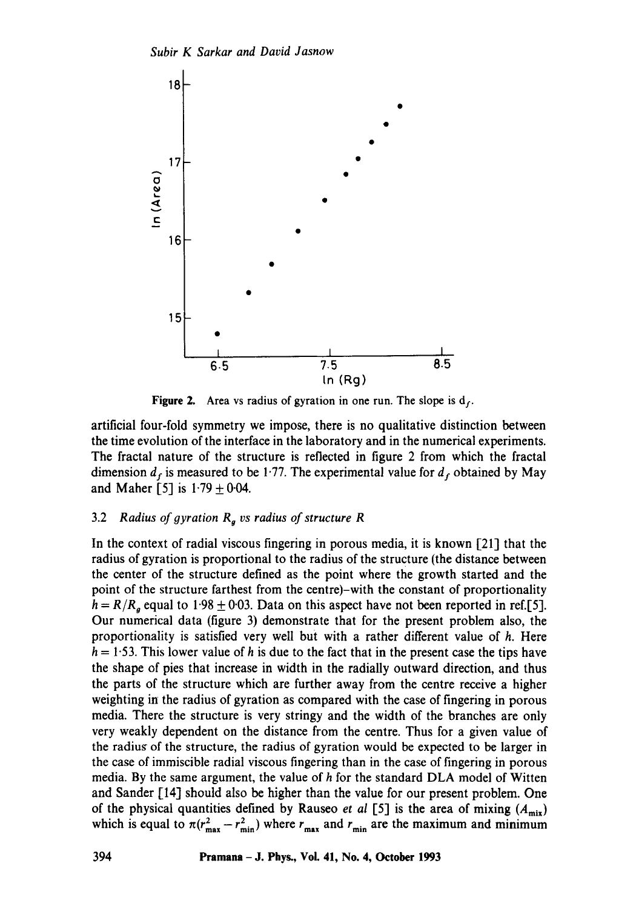Figure 2. Area vs radius of gyration in one run. The slope is $d_f$.

artificial four-fold symmetry we impose, there is no qualitative distinction between the time evolution of the interface in the laboratory and in the numerical experiments. The fractal nature of the structure is reflected in figure 2 from which the fractal dimension $d_f$ is measured to be 1·77. The experimental value for $d_f$ obtained by May and Maher [5] is $1{\cdot}79 \pm 0{\cdot}04$.

### 3.2 *Radius of gyration $R_g$ vs radius of structure R*

In the context of radial viscous fingering in porous media, it is known [21] that the radius of gyration is proportional to the radius of the structure (the distance between the center of the structure defined as the point where the growth started and the point of the structure farthest from the centre)–with the constant of proportionality $h = R/R_g$ equal to $1{\cdot}98 \pm 0{\cdot}03$. Data on this aspect have not been reported in ref.[5]. Our numerical data (figure 3) demonstrate that for the present problem also, the proportionality is satisfied very well but with a rather different value of $h$. Here $h = 1{\cdot}53$. This lower value of $h$ is due to the fact that in the present case the tips have the shape of pies that increase in width in the radially outward direction, and thus the parts of the structure which are further away from the centre receive a higher weighting in the radius of gyration as compared with the case of fingering in porous media. There the structure is very stringy and the width of the branches are only very weakly dependent on the distance from the centre. Thus for a given value of the radius of the structure, the radius of gyration would be expected to be larger in the case of immiscible radial viscous fingering than in the case of fingering in porous media. By the same argument, the value of $h$ for the standard DLA model of Witten and Sander [14] should also be higher than the value for our present problem. One of the physical quantities defined by Rauseo *et al* [5] is the area of mixing ($A_{mix}$) which is equal to $\pi(r_{max}^2 - r_{min}^2)$ where $r_{max}$ and $r_{min}$ are the maximum and minimum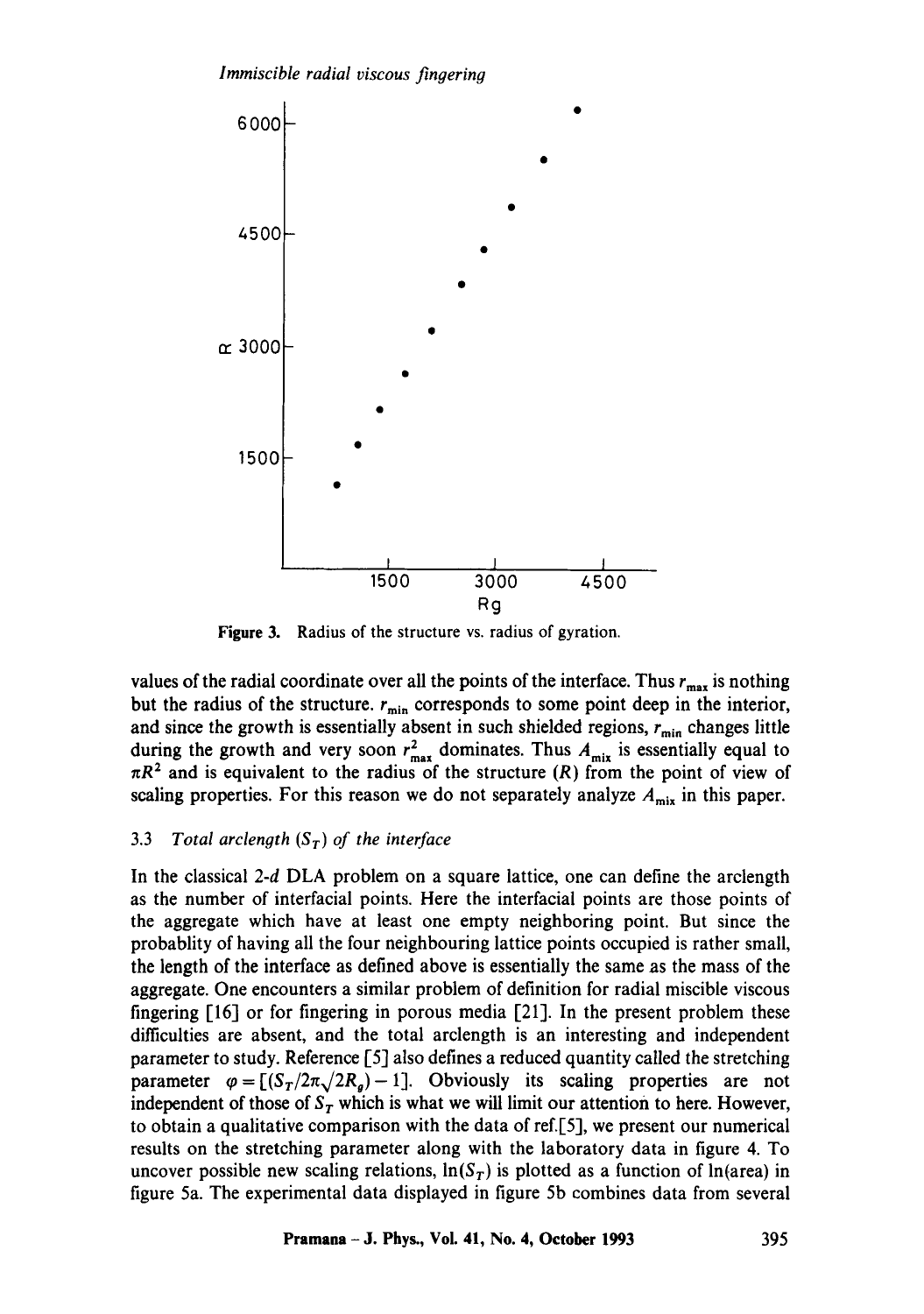Figure 3. Radius of the structure vs. radius of gyration.

values of the radial coordinate over all the points of the interface. Thus $r_{\max}$ is nothing but the radius of the structure. $r_{\min}$ corresponds to some point deep in the interior, and since the growth is essentially absent in such shielded regions, $r_{\min}$ changes little during the growth and very soon $r_{\max}^2$ dominates. Thus $A_{\text{mix}}$ is essentially equal to $\pi R^2$ and is equivalent to the radius of the structure ($R$) from the point of view of scaling properties. For this reason we do not separately analyze $A_{\text{mix}}$ in this paper.

### 3.3 *Total arclength ($S_T$) of the interface*

In the classical 2-*d* DLA problem on a square lattice, one can define the arclength as the number of interfacial points. Here the interfacial points are those points of the aggregate which have at least one empty neighboring point. But since the probablity of having all the four neighbouring lattice points occupied is rather small, the length of the interface as defined above is essentially the same as the mass of the aggregate. One encounters a similar problem of definition for radial miscible viscous fingering [16] or for fingering in porous media [21]. In the present problem these difficulties are absent, and the total arclength is an interesting and independent parameter to study. Reference [5] also defines a reduced quantity called the stretching parameter $\varphi = [(S_T/2\pi\sqrt{2}R_g) - 1]$. Obviously its scaling properties are not independent of those of $S_T$ which is what we will limit our attention to here. However, to obtain a qualitative comparison with the data of ref.[5], we present our numerical results on the stretching parameter along with the laboratory data in figure 4. To uncover possible new scaling relations, $\ln(S_T)$ is plotted as a function of ln(area) in figure 5a. The experimental data displayed in figure 5b combines data from several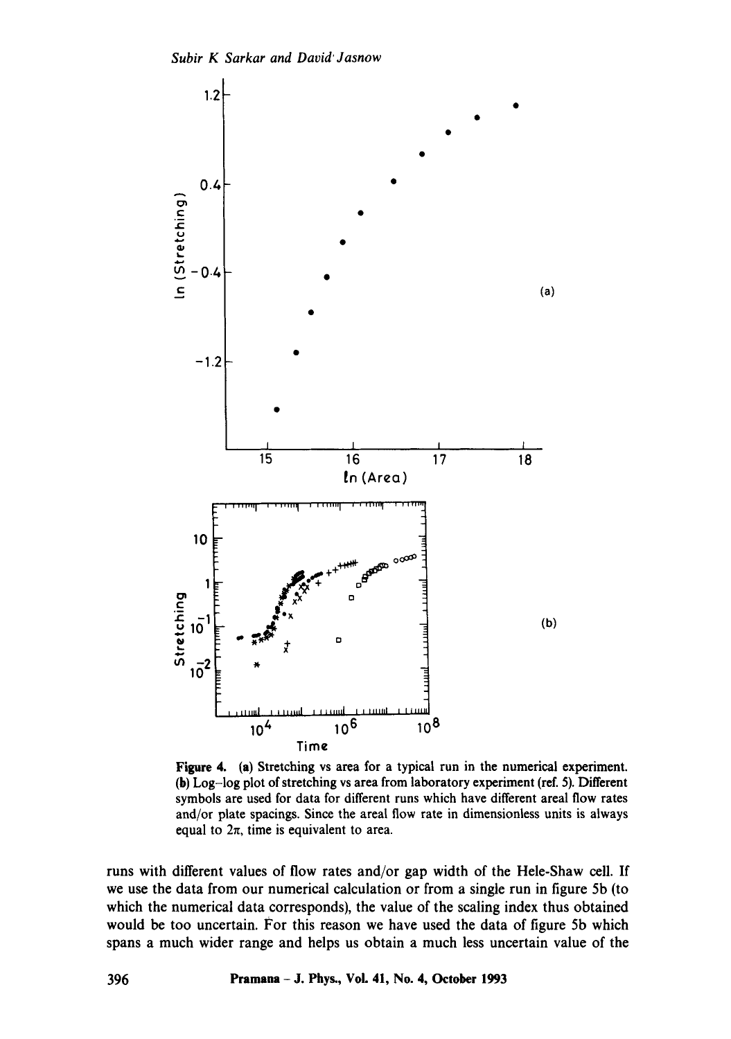**Figure 4.** (a) Stretching vs area for a typical run in the numerical experiment. (b) Log–log plot of stretching vs area from laboratory experiment (ref. 5). Different symbols are used for data for different runs which have different areal flow rates and/or plate spacings. Since the areal flow rate in dimensionless units is always equal to $2\pi$, time is equivalent to area.

runs with different values of flow rates and/or gap width of the Hele-Shaw cell. If we use the data from our numerical calculation or from a single run in figure 5b (to which the numerical data corresponds), the value of the scaling index thus obtained would be too uncertain. For this reason we have used the data of figure 5b which spans a much wider range and helps us obtain a much less uncertain value of the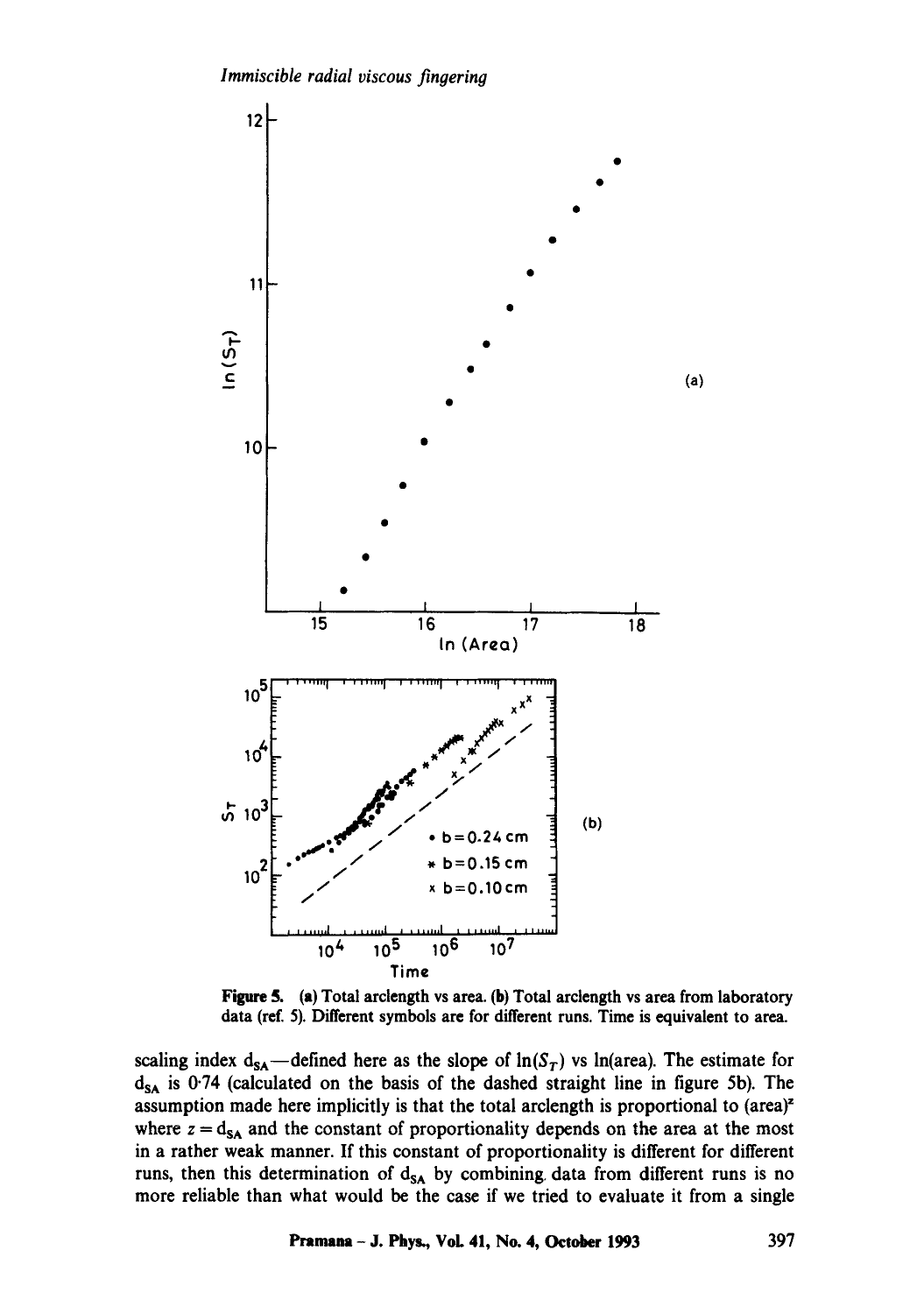Figure 5. (a) Total arclength vs area. (b) Total arclength vs area from laboratory data (ref. 5). Different symbols are for different runs. Time is equivalent to area.

scaling index $d_{SA}$—defined here as the slope of $\ln(S_T)$ vs ln(area). The estimate for $d_{SA}$ is 0·74 (calculated on the basis of the dashed straight line in figure 5b). The assumption made here implicitly is that the total arclength is proportional to $(\text{area})^z$ where $z = d_{SA}$ and the constant of proportionality depends on the area at the most in a rather weak manner. If this constant of proportionality is different for different runs, then this determination of $d_{SA}$ by combining data from different runs is no more reliable than what would be the case if we tried to evaluate it from a single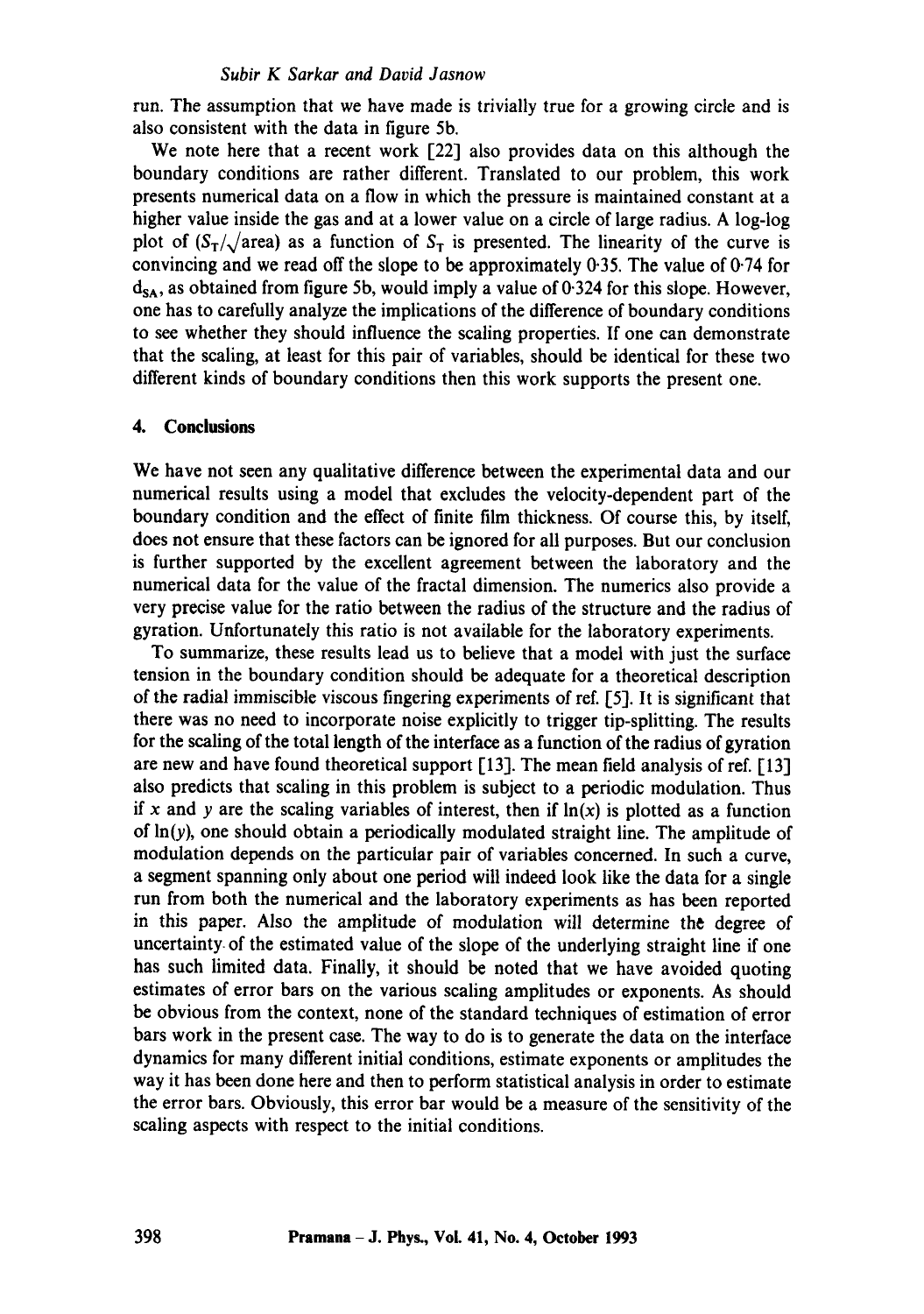run. The assumption that we have made is trivially true for a growing circle and is also consistent with the data in figure 5b.

We note here that a recent work [22] also provides data on this although the boundary conditions are rather different. Translated to our problem, this work presents numerical data on a flow in which the pressure is maintained constant at a higher value inside the gas and at a lower value on a circle of large radius. A log-log plot of ($S_T/\sqrt{\text{area}}$) as a function of $S_T$ is presented. The linearity of the curve is convincing and we read off the slope to be approximately 0·35. The value of 0·74 for $d_{SA}$, as obtained from figure 5b, would imply a value of 0·324 for this slope. However, one has to carefully analyze the implications of the difference of boundary conditions to see whether they should influence the scaling properties. If one can demonstrate that the scaling, at least for this pair of variables, should be identical for these two different kinds of boundary conditions then this work supports the present one.

## 4. Conclusions

We have not seen any qualitative difference between the experimental data and our numerical results using a model that excludes the velocity-dependent part of the boundary condition and the effect of finite film thickness. Of course this, by itself, does not ensure that these factors can be ignored for all purposes. But our conclusion is further supported by the excellent agreement between the laboratory and the numerical data for the value of the fractal dimension. The numerics also provide a very precise value for the ratio between the radius of the structure and the radius of gyration. Unfortunately this ratio is not available for the laboratory experiments.

To summarize, these results lead us to believe that a model with just the surface tension in the boundary condition should be adequate for a theoretical description of the radial immiscible viscous fingering experiments of ref. [5]. It is significant that there was no need to incorporate noise explicitly to trigger tip-splitting. The results for the scaling of the total length of the interface as a function of the radius of gyration are new and have found theoretical support [13]. The mean field analysis of ref. [13] also predicts that scaling in this problem is subject to a periodic modulation. Thus if $x$ and $y$ are the scaling variables of interest, then if $\ln(x)$ is plotted as a function of $\ln(y)$, one should obtain a periodically modulated straight line. The amplitude of modulation depends on the particular pair of variables concerned. In such a curve, a segment spanning only about one period will indeed look like the data for a single run from both the numerical and the laboratory experiments as has been reported in this paper. Also the amplitude of modulation will determine the degree of uncertainty of the estimated value of the slope of the underlying straight line if one has such limited data. Finally, it should be noted that we have avoided quoting estimates of error bars on the various scaling amplitudes or exponents. As should be obvious from the context, none of the standard techniques of estimation of error bars work in the present case. The way to do is to generate the data on the interface dynamics for many different initial conditions, estimate exponents or amplitudes the way it has been done here and then to perform statistical analysis in order to estimate the error bars. Obviously, this error bar would be a measure of the sensitivity of the scaling aspects with respect to the initial conditions.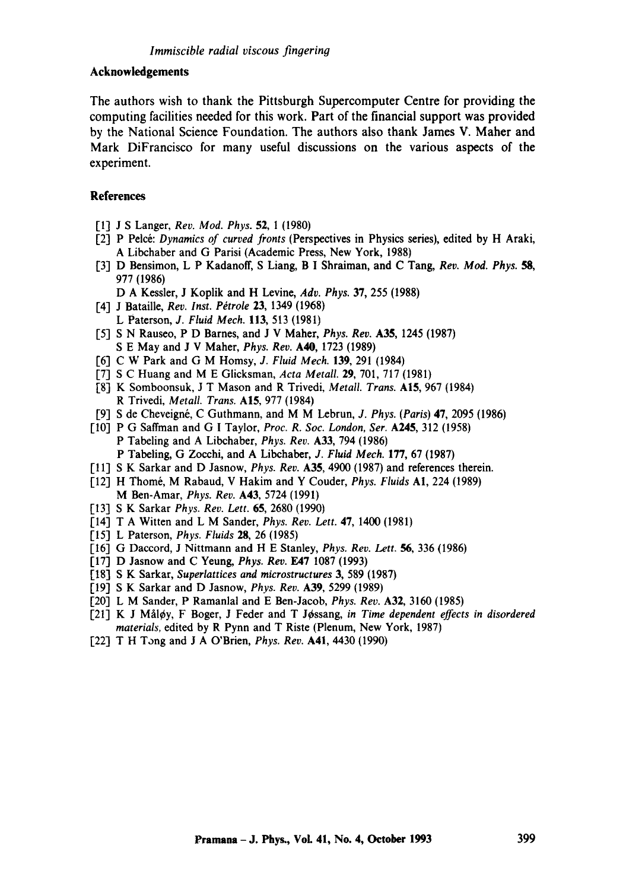## Acknowledgements

The authors wish to thank the Pittsburgh Supercomputer Centre for providing the computing facilities needed for this work. Part of the financial support was provided by the National Science Foundation. The authors also thank James V. Maher and Mark DiFrancisco for many useful discussions on the various aspects of the experiment.

## References

[1] J S Langer, *Rev. Mod. Phys.* **52**, 1 (1980)

[2] P Pelcé: *Dynamics of curved fronts* (Perspectives in Physics series), edited by H Araki, A Libchaber and G Parisi (Academic Press, New York, 1988)

[3] D Bensimon, L P Kadanoff, S Liang, B I Shraiman, and C Tang, *Rev. Mod. Phys.* **58**, 977 (1986)
D A Kessler, J Koplik and H Levine, *Adv. Phys.* **37**, 255 (1988)

[4] J Bataille, *Rev. Inst. Pétrole* **23**, 1349 (1968)
L Paterson, *J. Fluid Mech.* **113**, 513 (1981)

[5] S N Rauseo, P D Barnes, and J V Maher, *Phys. Rev.* **A35**, 1245 (1987)
S E May and J V Maher, *Phys. Rev.* **A40**, 1723 (1989)

[6] C W Park and G M Homsy, *J. Fluid Mech.* **139**, 291 (1984)

[7] S C Huang and M E Glicksman, *Acta Metall.* **29**, 701, 717 (1981)

[8] K Somboonsuk, J T Mason and R Trivedi, *Metall. Trans.* **A15**, 967 (1984)
R Trivedi, *Metall. Trans.* **A15**, 977 (1984)

[9] S de Cheveigné, C Guthmann, and M M Lebrun, *J. Phys. (Paris)* **47**, 2095 (1986)

[10] P G Saffman and G I Taylor, *Proc. R. Soc. London, Ser.* **A245**, 312 (1958)
P Tabeling and A Libchaber, *Phys. Rev.* **A33**, 794 (1986)
P Tabeling, G Zocchi, and A Libchaber, *J. Fluid Mech.* **177**, 67 (1987)

[11] S K Sarkar and D Jasnow, *Phys. Rev.* **A35**, 4900 (1987) and references therein.

[12] H Thomé, M Rabaud, V Hakim and Y Couder, *Phys. Fluids* **A1**, 224 (1989)
M Ben-Amar, *Phys. Rev.* **A43**, 5724 (1991)

[13] S K Sarkar *Phys. Rev. Lett.* **65**, 2680 (1990)

[14] T A Witten and L M Sander, *Phys. Rev. Lett.* **47**, 1400 (1981)

[15] L Paterson, *Phys. Fluids* **28**, 26 (1985)

[16] G Daccord, J Nittmann and H E Stanley, *Phys. Rev. Lett.* **56**, 336 (1986)

[17] D Jasnow and C Yeung, *Phys. Rev.* **E47** 1087 (1993)

[18] S K Sarkar, *Superlattices and microstructures* **3**, 589 (1987)

[19] S K Sarkar and D Jasnow, *Phys. Rev.* **A39**, 5299 (1989)

[20] L M Sander, P Ramanlal and E Ben-Jacob, *Phys. Rev.* **A32**, 3160 (1985)

[21] K J Måløy, F Boger, J Feder and T Jøssang, *in Time dependent effects in disordered materials*, edited by R Pynn and T Riste (Plenum, New York, 1987)

[22] T H Tong and J A O'Brien, *Phys. Rev.* **A41**, 4430 (1990)